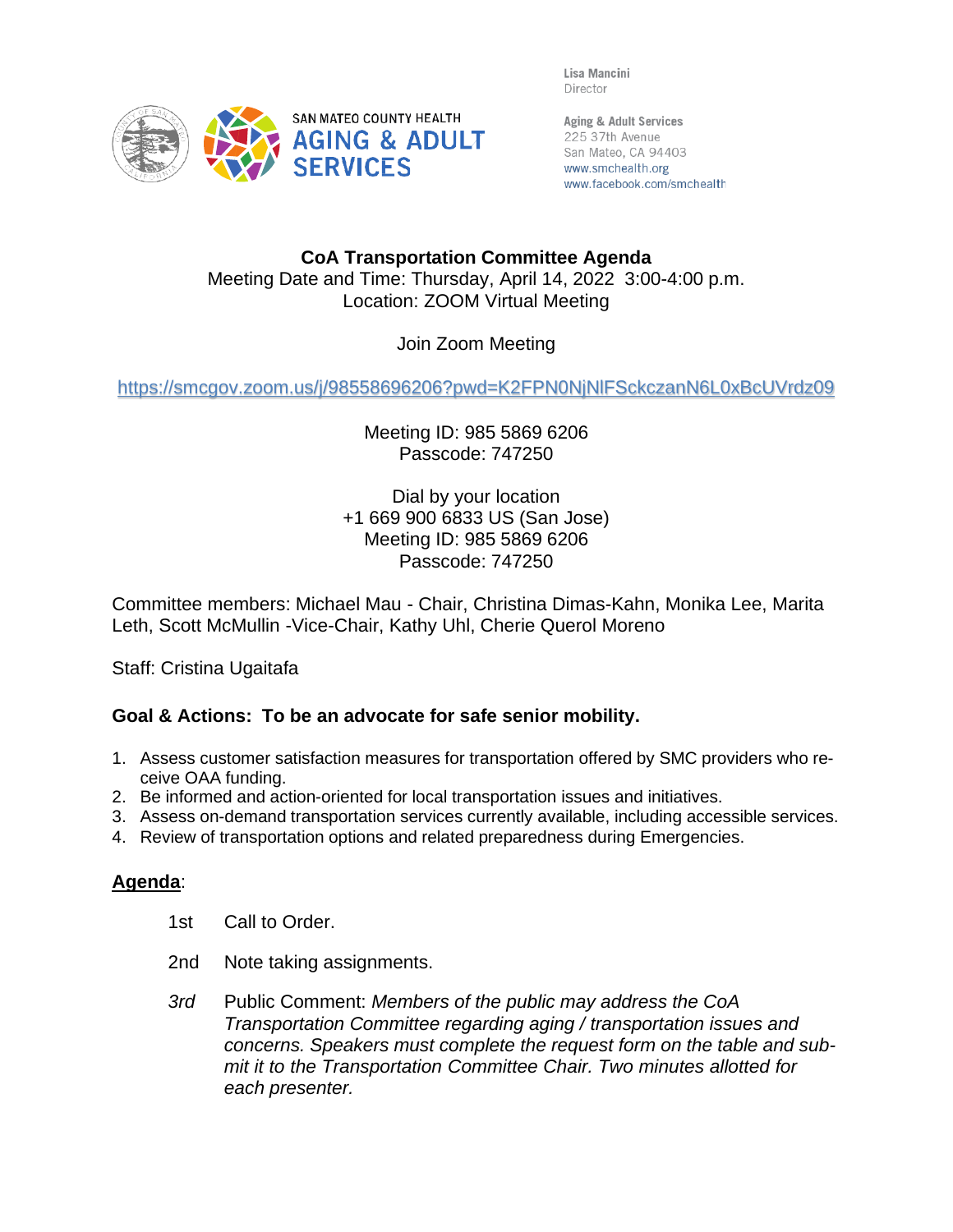SAN MATEO COUNTY HEALTH
AGING & ADULT SERVICES

Lisa Mancini
Director

Aging & Adult Services
225 37th Avenue
San Mateo, CA 94403
www.smchealth.org
www.facebook.com/smchealth

**CoA Transportation Committee Agenda**
Meeting Date and Time: Thursday, April 14, 2022 3:00-4:00 p.m.
Location: ZOOM Virtual Meeting

Join Zoom Meeting

https://smcgov.zoom.us/j/98558696206?pwd=K2FPN0NjNlFSckczanN6L0xBcUVrdz09

Meeting ID: 985 5869 6206
Passcode: 747250

Dial by your location
+1 669 900 6833 US (San Jose)
Meeting ID: 985 5869 6206
Passcode: 747250

Committee members: Michael Mau - Chair, Christina Dimas-Kahn, Monika Lee, Marita Leth, Scott McMullin -Vice-Chair, Kathy Uhl, Cherie Querol Moreno

Staff: Cristina Ugaitafa

**Goal & Actions: To be an advocate for safe senior mobility.**

1. Assess customer satisfaction measures for transportation offered by SMC providers who receive OAA funding.
2. Be informed and action-oriented for local transportation issues and initiatives.
3. Assess on-demand transportation services currently available, including accessible services.
4. Review of transportation options and related preparedness during Emergencies.

**Agenda**:

1st Call to Order.

2nd Note taking assignments.

*3rd* Public Comment: *Members of the public may address the CoA Transportation Committee regarding aging / transportation issues and concerns. Speakers must complete the request form on the table and submit it to the Transportation Committee Chair. Two minutes allotted for each presenter.*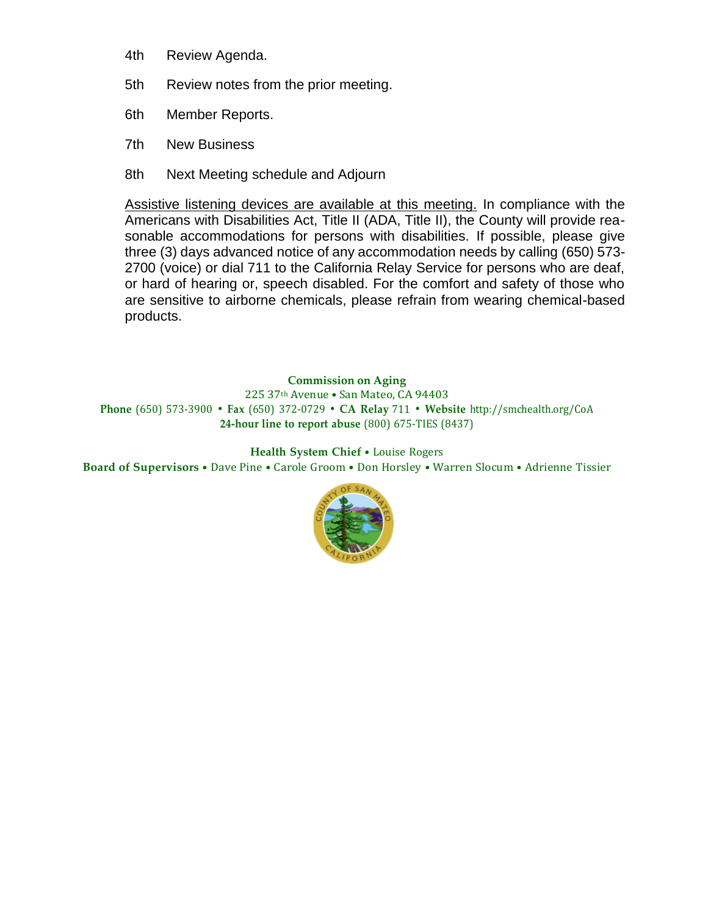4th Review Agenda.

5th Review notes from the prior meeting.

6th Member Reports.

7th New Business

8th Next Meeting schedule and Adjourn

Assistive listening devices are available at this meeting. In compliance with the Americans with Disabilities Act, Title II (ADA, Title II), the County will provide reasonable accommodations for persons with disabilities. If possible, please give three (3) days advanced notice of any accommodation needs by calling (650) 573-2700 (voice) or dial 711 to the California Relay Service for persons who are deaf, or hard of hearing or, speech disabled. For the comfort and safety of those who are sensitive to airborne chemicals, please refrain from wearing chemical-based products.

**Commission on Aging**
225 37th Avenue • San Mateo, CA 94403
**Phone** (650) 573-3900 • **Fax** (650) 372-0729 • **CA Relay** 711 • **Website** http://smchealth.org/CoA
**24-hour line to report abuse** (800) 675-TIES (8437)

**Health System Chief** • Louise Rogers
**Board of Supervisors** • Dave Pine • Carole Groom • Don Horsley • Warren Slocum • Adrienne Tissier